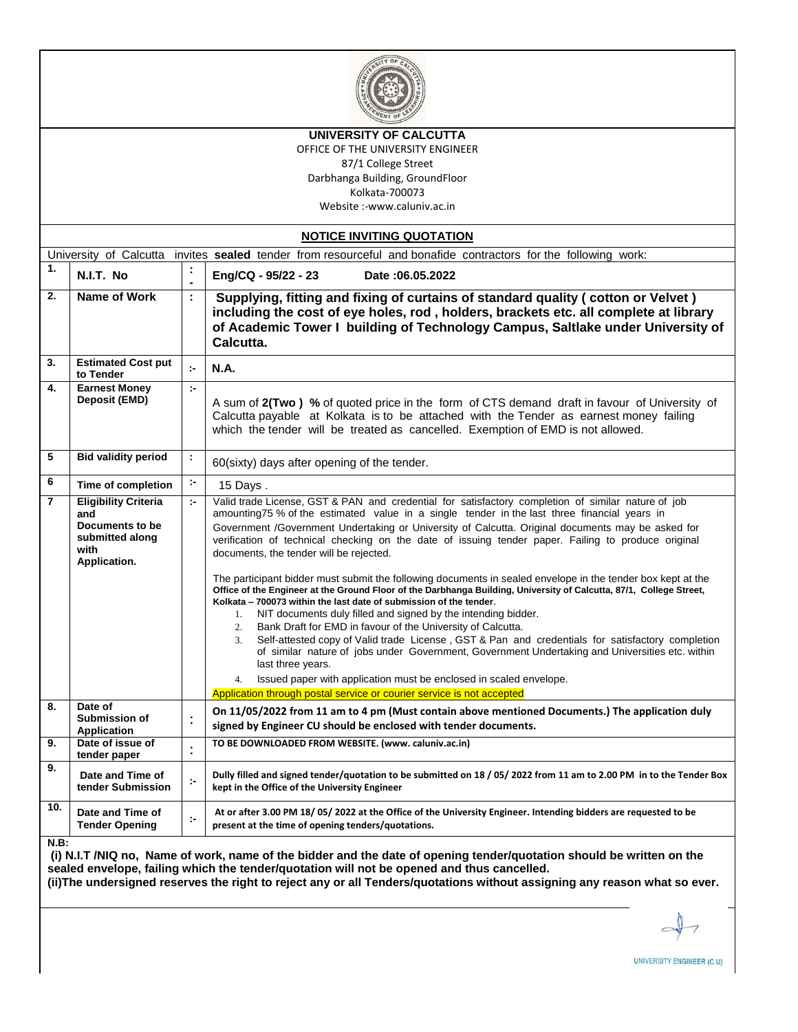# UNIVERSITY OF CALCUTTA

OFFICE OF THE UNIVERSITY ENGINEER

87/1 College Street

Darbhanga Building, GroundFloor

Kolkata-700073

Website :-www.caluniv.ac.in

## NOTICE INVITING QUOTATION

University of Calcutta invites **sealed** tender from resourceful and bonafide contractors for the following work:

| | | | |
|---|---|---|---|
| 1. | N.I.T. No | :- | **Eng/CQ - 95/22 - 23 Date :06.05.2022** |
| 2. | Name of Work | : | **Supplying, fitting and fixing of curtains of standard quality ( cotton or Velvet ) including the cost of eye holes, rod , holders, brackets etc. all complete at library of Academic Tower I building of Technology Campus, Saltlake under University of Calcutta.** |
| 3. | Estimated Cost put to Tender | :- | **N.A.** |
| 4. | Earnest Money Deposit (EMD) | :- | A sum of **2(Two ) %** of quoted price in the form of CTS demand draft in favour of University of Calcutta payable at Kolkata is to be attached with the Tender as earnest money failing which the tender will be treated as cancelled. Exemption of EMD is not allowed. |
| 5 | Bid validity period | : | 60(sixty) days after opening of the tender. |
| 6 | Time of completion | :- | 15 Days . |
| 7 | Eligibility Criteria and Documents to be submitted along with Application. | :- | Valid trade License, GST & PAN and credential for satisfactory completion of similar nature of job amounting75 % of the estimated value in a single tender in the last three financial years in Government /Government Undertaking or University of Calcutta. Original documents may be asked for verification of technical checking on the date of issuing tender paper. Failing to produce original documents, the tender will be rejected.<br><br>The participant bidder must submit the following documents in sealed envelope in the tender box kept at the **Office of the Engineer at the Ground Floor of the Darbhanga Building, University of Calcutta, 87/1, College Street, Kolkata – 700073 within the last date of submission of the tender**.<br>1. NIT documents duly filled and signed by the intending bidder.<br>2. Bank Draft for EMD in favour of the University of Calcutta.<br>3. Self-attested copy of Valid trade License , GST & Pan and credentials for satisfactory completion of similar nature of jobs under Government, Government Undertaking and Universities etc. within last three years.<br>4. Issued paper with application must be enclosed in scaled envelope.<br><br>Application through postal service or courier service is not accepted |
| 8. | Date of Submission of Application | : | **On 11/05/2022 from 11 am to 4 pm (Must contain above mentioned Documents.) The application duly signed by Engineer CU should be enclosed with tender documents.** |
| 9. | Date of issue of tender paper | : | **TO BE DOWNLOADED FROM WEBSITE. (www. caluniv.ac.in)** |
| 9. | Date and Time of tender Submission | :- | **Dully filled and signed tender/quotation to be submitted on 18 / 05/ 2022 from 11 am to 2.00 PM in to the Tender Box kept in the Office of the University Engineer** |
| 10. | Date and Time of Tender Opening | :- | **At or after 3.00 PM 18/ 05/ 2022 at the Office of the University Engineer. Intending bidders are requested to be present at the time of opening tenders/quotations.** |

**N.B:**

**(i) N.I.T /NIQ no, Name of work, name of the bidder and the date of opening tender/quotation should be written on the sealed envelope, failing which the tender/quotation will not be opened and thus cancelled.**

**(ii)The undersigned reserves the right to reject any or all Tenders/quotations without assigning any reason what so ever.**

UNIVERSITY ENGINEER (C.U)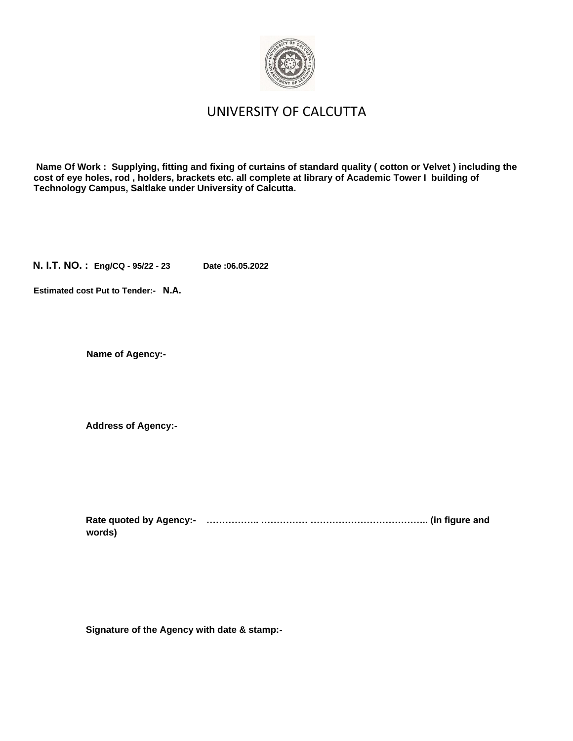# UNIVERSITY OF CALCUTTA

**Name Of Work : Supplying, fitting and fixing of curtains of standard quality ( cotton or Velvet ) including the cost of eye holes, rod , holders, brackets etc. all complete at library of Academic Tower I building of Technology Campus, Saltlake under University of Calcutta.**

**N. I.T. NO. : Eng/CQ - 95/22 - 23 Date :06.05.2022**

**Estimated cost Put to Tender:- N.A.**

**Name of Agency:-**

**Address of Agency:-**

**Rate quoted by Agency:- …………….. …………… ……………………………….. (in figure and words)**

**Signature of the Agency with date & stamp:-**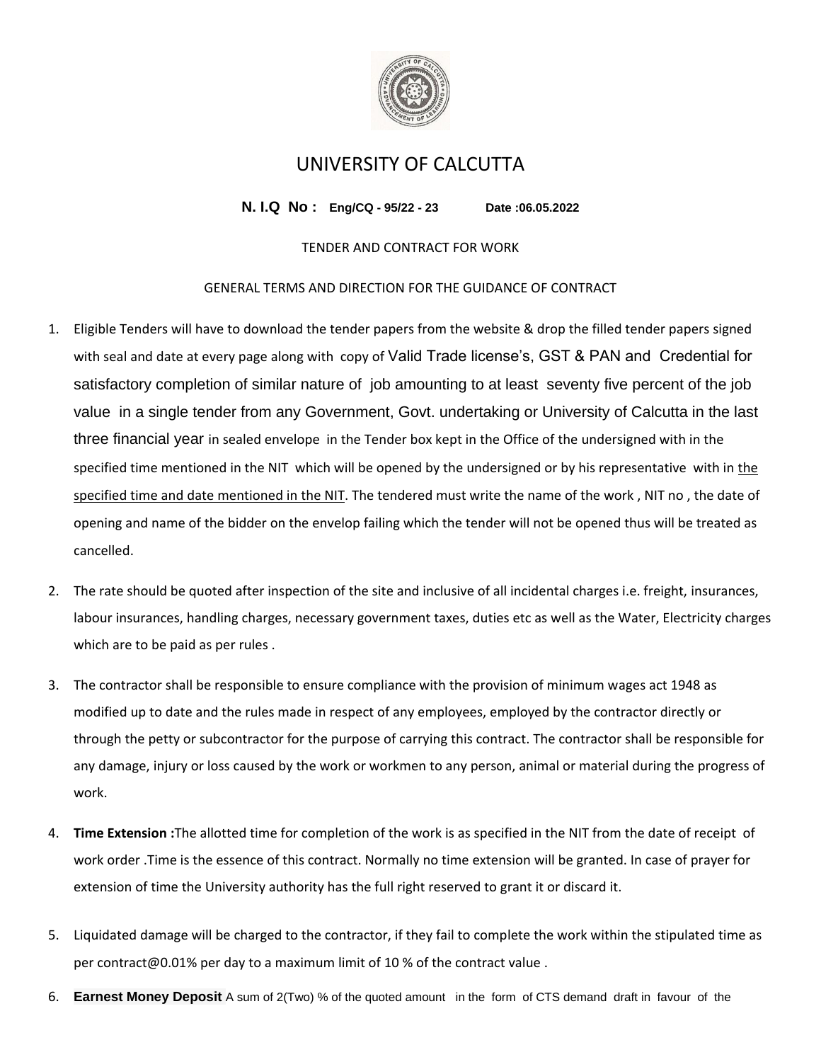# UNIVERSITY OF CALCUTTA

**N. I.Q No : Eng/CQ - 95/22 - 23 Date :06.05.2022**

TENDER AND CONTRACT FOR WORK

GENERAL TERMS AND DIRECTION FOR THE GUIDANCE OF CONTRACT

1. Eligible Tenders will have to download the tender papers from the website & drop the filled tender papers signed with seal and date at every page along with copy of Valid Trade license's, GST & PAN and Credential for satisfactory completion of similar nature of job amounting to at least seventy five percent of the job value in a single tender from any Government, Govt. undertaking or University of Calcutta in the last three financial year in sealed envelope in the Tender box kept in the Office of the undersigned with in the specified time mentioned in the NIT which will be opened by the undersigned or by his representative with in the specified time and date mentioned in the NIT. The tendered must write the name of the work , NIT no , the date of opening and name of the bidder on the envelop failing which the tender will not be opened thus will be treated as cancelled.

2. The rate should be quoted after inspection of the site and inclusive of all incidental charges i.e. freight, insurances, labour insurances, handling charges, necessary government taxes, duties etc as well as the Water, Electricity charges which are to be paid as per rules .

3. The contractor shall be responsible to ensure compliance with the provision of minimum wages act 1948 as modified up to date and the rules made in respect of any employees, employed by the contractor directly or through the petty or subcontractor for the purpose of carrying this contract. The contractor shall be responsible for any damage, injury or loss caused by the work or workmen to any person, animal or material during the progress of work.

4. **Time Extension :**The allotted time for completion of the work is as specified in the NIT from the date of receipt of work order .Time is the essence of this contract. Normally no time extension will be granted. In case of prayer for extension of time the University authority has the full right reserved to grant it or discard it.

5. Liquidated damage will be charged to the contractor, if they fail to complete the work within the stipulated time as per contract@0.01% per day to a maximum limit of 10 % of the contract value .

6. **Earnest Money Deposit** A sum of 2(Two) % of the quoted amount in the form of CTS demand draft in favour of the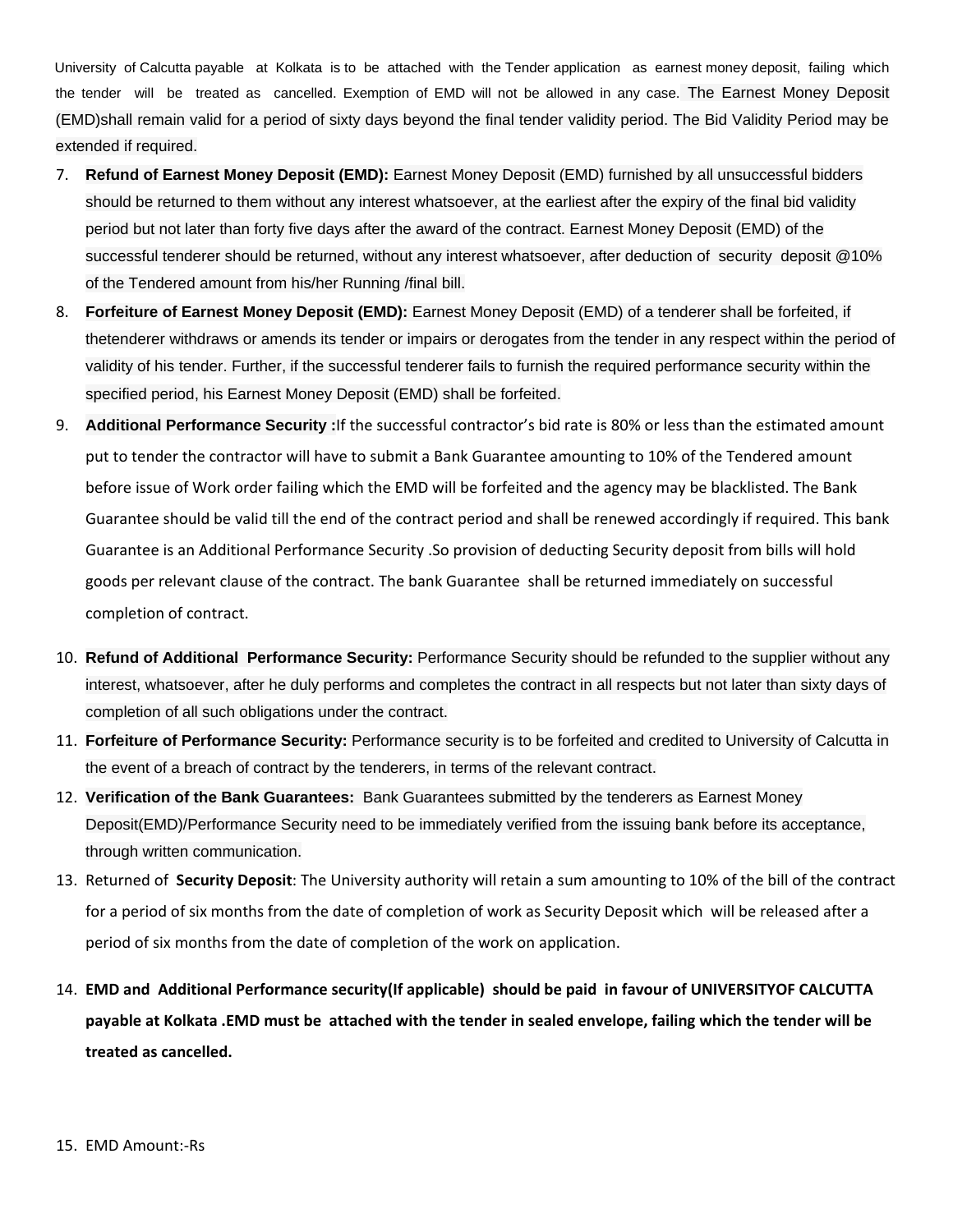University of Calcutta payable at Kolkata is to be attached with the Tender application as earnest money deposit, failing which the tender will be treated as cancelled. Exemption of EMD will not be allowed in any case. The Earnest Money Deposit (EMD)shall remain valid for a period of sixty days beyond the final tender validity period. The Bid Validity Period may be extended if required.

7. **Refund of Earnest Money Deposit (EMD):** Earnest Money Deposit (EMD) furnished by all unsuccessful bidders should be returned to them without any interest whatsoever, at the earliest after the expiry of the final bid validity period but not later than forty five days after the award of the contract. Earnest Money Deposit (EMD) of the successful tenderer should be returned, without any interest whatsoever, after deduction of security deposit @10% of the Tendered amount from his/her Running /final bill.
8. **Forfeiture of Earnest Money Deposit (EMD):** Earnest Money Deposit (EMD) of a tenderer shall be forfeited, if thetenderer withdraws or amends its tender or impairs or derogates from the tender in any respect within the period of validity of his tender. Further, if the successful tenderer fails to furnish the required performance security within the specified period, his Earnest Money Deposit (EMD) shall be forfeited.
9. **Additional Performance Security :**If the successful contractor's bid rate is 80% or less than the estimated amount put to tender the contractor will have to submit a Bank Guarantee amounting to 10% of the Tendered amount before issue of Work order failing which the EMD will be forfeited and the agency may be blacklisted. The Bank Guarantee should be valid till the end of the contract period and shall be renewed accordingly if required. This bank Guarantee is an Additional Performance Security .So provision of deducting Security deposit from bills will hold goods per relevant clause of the contract. The bank Guarantee shall be returned immediately on successful completion of contract.
10. **Refund of Additional Performance Security:** Performance Security should be refunded to the supplier without any interest, whatsoever, after he duly performs and completes the contract in all respects but not later than sixty days of completion of all such obligations under the contract.
11. **Forfeiture of Performance Security:** Performance security is to be forfeited and credited to University of Calcutta in the event of a breach of contract by the tenderers, in terms of the relevant contract.
12. **Verification of the Bank Guarantees:** Bank Guarantees submitted by the tenderers as Earnest Money Deposit(EMD)/Performance Security need to be immediately verified from the issuing bank before its acceptance, through written communication.
13. Returned of **Security Deposit**: The University authority will retain a sum amounting to 10% of the bill of the contract for a period of six months from the date of completion of work as Security Deposit which will be released after a period of six months from the date of completion of the work on application.
14. **EMD and Additional Performance security(If applicable) should be paid in favour of UNIVERSITYOF CALCUTTA payable at Kolkata .EMD must be attached with the tender in sealed envelope, failing which the tender will be treated as cancelled.**
15. EMD Amount:-Rs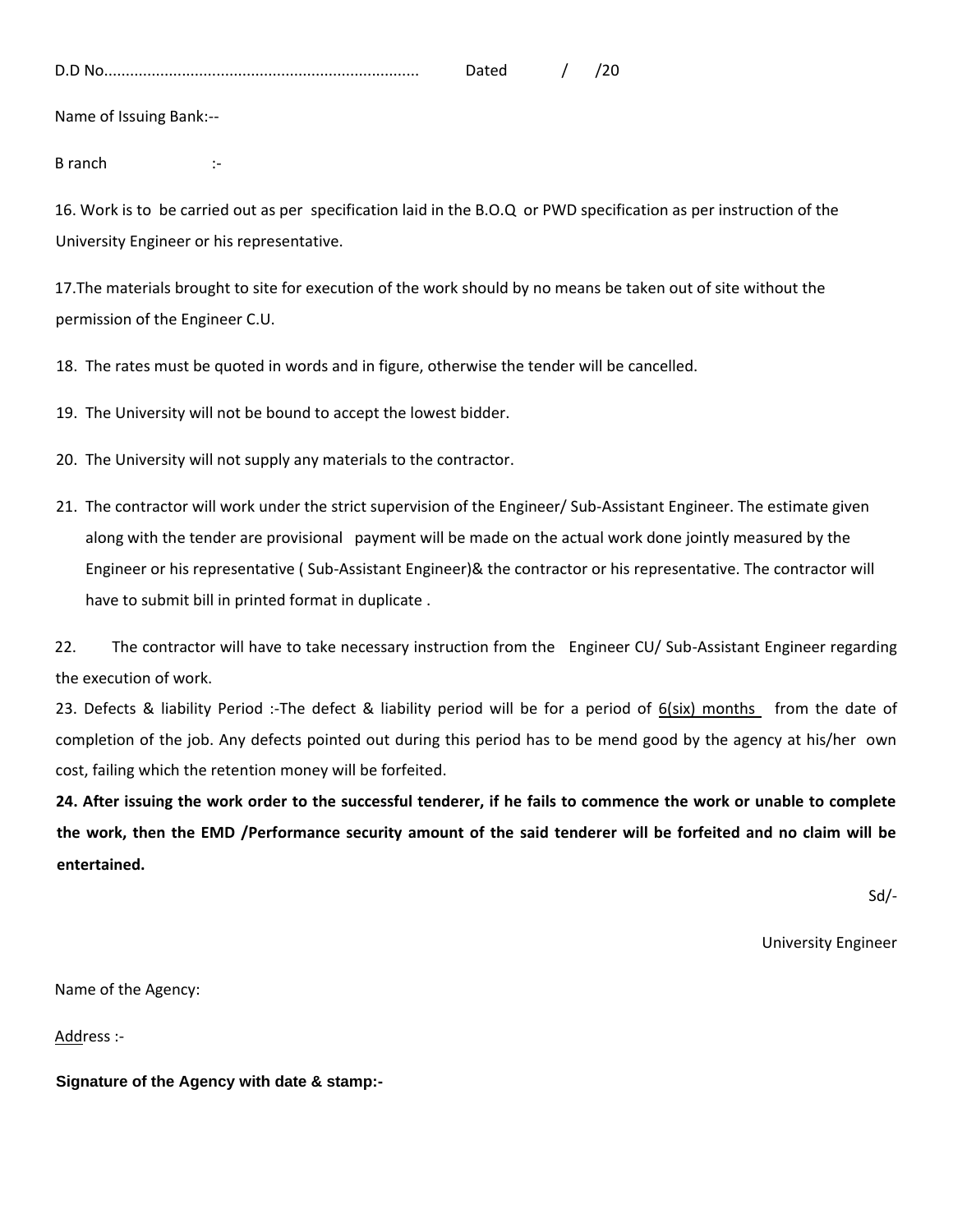D.D No........................................................................ Dated / /20

Name of Issuing Bank:--

B ranch :-

16. Work is to be carried out as per specification laid in the B.O.Q or PWD specification as per instruction of the University Engineer or his representative.

17. The materials brought to site for execution of the work should by no means be taken out of site without the permission of the Engineer C.U.

18. The rates must be quoted in words and in figure, otherwise the tender will be cancelled.

19. The University will not be bound to accept the lowest bidder.

20. The University will not supply any materials to the contractor.

21. The contractor will work under the strict supervision of the Engineer/ Sub-Assistant Engineer. The estimate given along with the tender are provisional payment will be made on the actual work done jointly measured by the Engineer or his representative ( Sub-Assistant Engineer)& the contractor or his representative. The contractor will have to submit bill in printed format in duplicate .

22. The contractor will have to take necessary instruction from the Engineer CU/ Sub-Assistant Engineer regarding the execution of work.

23. Defects & liability Period :-The defect & liability period will be for a period of 6(six) months from the date of completion of the job. Any defects pointed out during this period has to be mend good by the agency at his/her own cost, failing which the retention money will be forfeited.

**24. After issuing the work order to the successful tenderer, if he fails to commence the work or unable to complete the work, then the EMD /Performance security amount of the said tenderer will be forfeited and no claim will be entertained.**

Sd/-

University Engineer

Name of the Agency:

Address :-

**Signature of the Agency with date & stamp:-**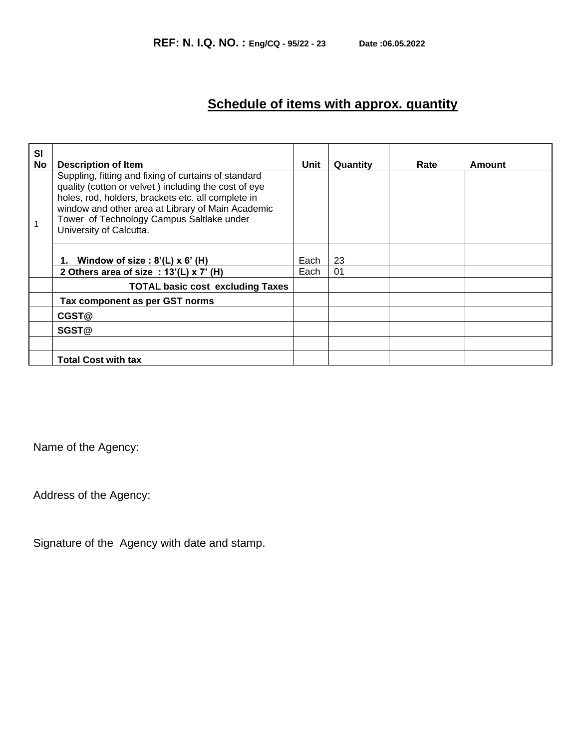**REF: N. I.Q. NO. : Eng/CQ - 95/22 - 23 Date :06.05.2022**

## Schedule of items with approx. quantity

| Sl No | Description of Item | Unit | Quantity | Rate | Amount |
|---|---|---|---|---|---|
| 1 | Suppling, fitting and fixing of curtains of standard quality (cotton or velvet ) including the cost of eye holes, rod, holders, brackets etc. all complete in window and other area at Library of Main Academic Tower of Technology Campus Saltlake under University of Calcutta. | | | | |
| | **1. Window of size : 8'(L) x 6' (H)** | Each | 23 | | |
| | **2 Others area of size : 13'(L) x 7' (H)** | Each | 01 | | |
| | **TOTAL basic cost excluding Taxes** | | | | |
| | **Tax component as per GST norms** | | | | |
| | **CGST@** | | | | |
| | **SGST@** | | | | |
| | | | | | |
| | **Total Cost with tax** | | | | |

Name of the Agency:

Address of the Agency:

Signature of the Agency with date and stamp.